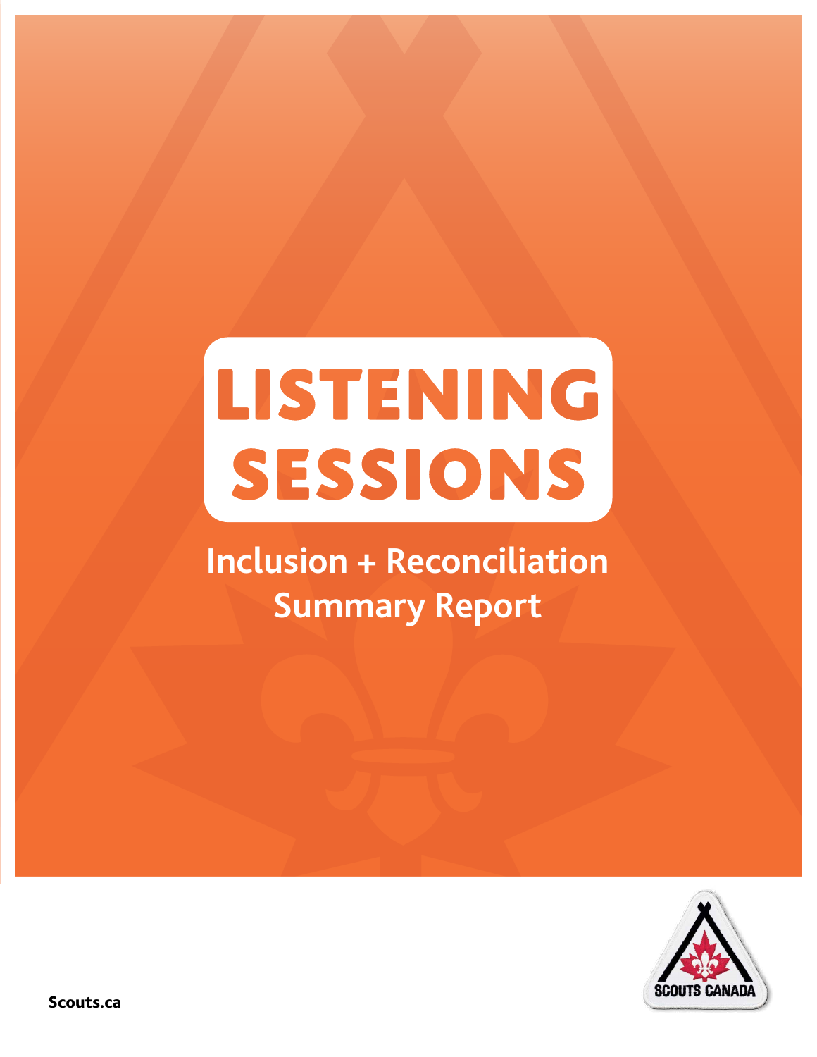# LISTENING SESSIONS

## Inclusion + Reconciliation Summary Report

Scouts.ca

SCOUTS CANADA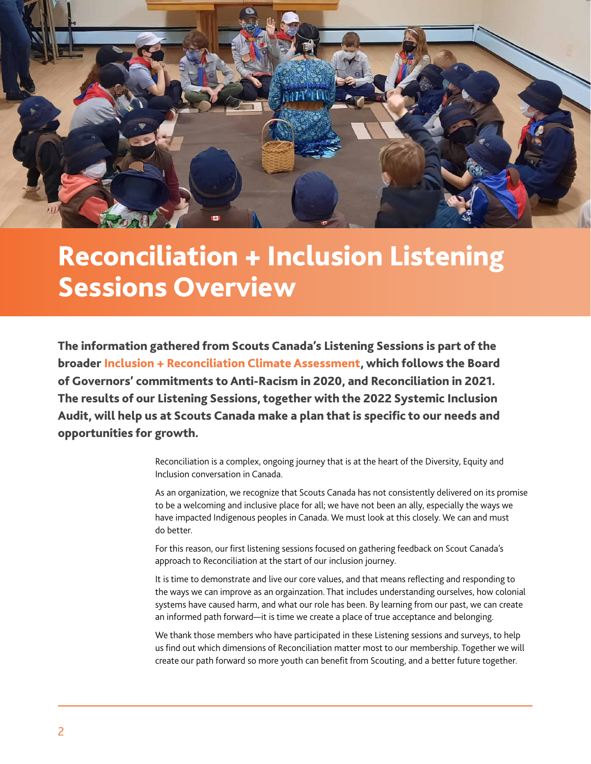# Reconciliation + Inclusion Listening Sessions Overview

**The information gathered from Scouts Canada's Listening Sessions is part of the broader Inclusion + Reconciliation Climate Assessment, which follows the Board of Governors' commitments to Anti-Racism in 2020, and Reconciliation in 2021. The results of our Listening Sessions, together with the 2022 Systemic Inclusion Audit, will help us at Scouts Canada make a plan that is specific to our needs and opportunities for growth.**

Reconciliation is a complex, ongoing journey that is at the heart of the Diversity, Equity and Inclusion conversation in Canada.

As an organization, we recognize that Scouts Canada has not consistently delivered on its promise to be a welcoming and inclusive place for all; we have not been an ally, especially the ways we have impacted Indigenous peoples in Canada. We must look at this closely. We can and must do better.

For this reason, our first listening sessions focused on gathering feedback on Scout Canada's approach to Reconciliation at the start of our inclusion journey.

It is time to demonstrate and live our core values, and that means reflecting and responding to the ways we can improve as an orgainzation. That includes understanding ourselves, how colonial systems have caused harm, and what our role has been. By learning from our past, we can create an informed path forward—it is time we create a place of true acceptance and belonging.

We thank those members who have participated in these Listening sessions and surveys, to help us find out which dimensions of Reconciliation matter most to our membership. Together we will create our path forward so more youth can benefit from Scouting, and a better future together.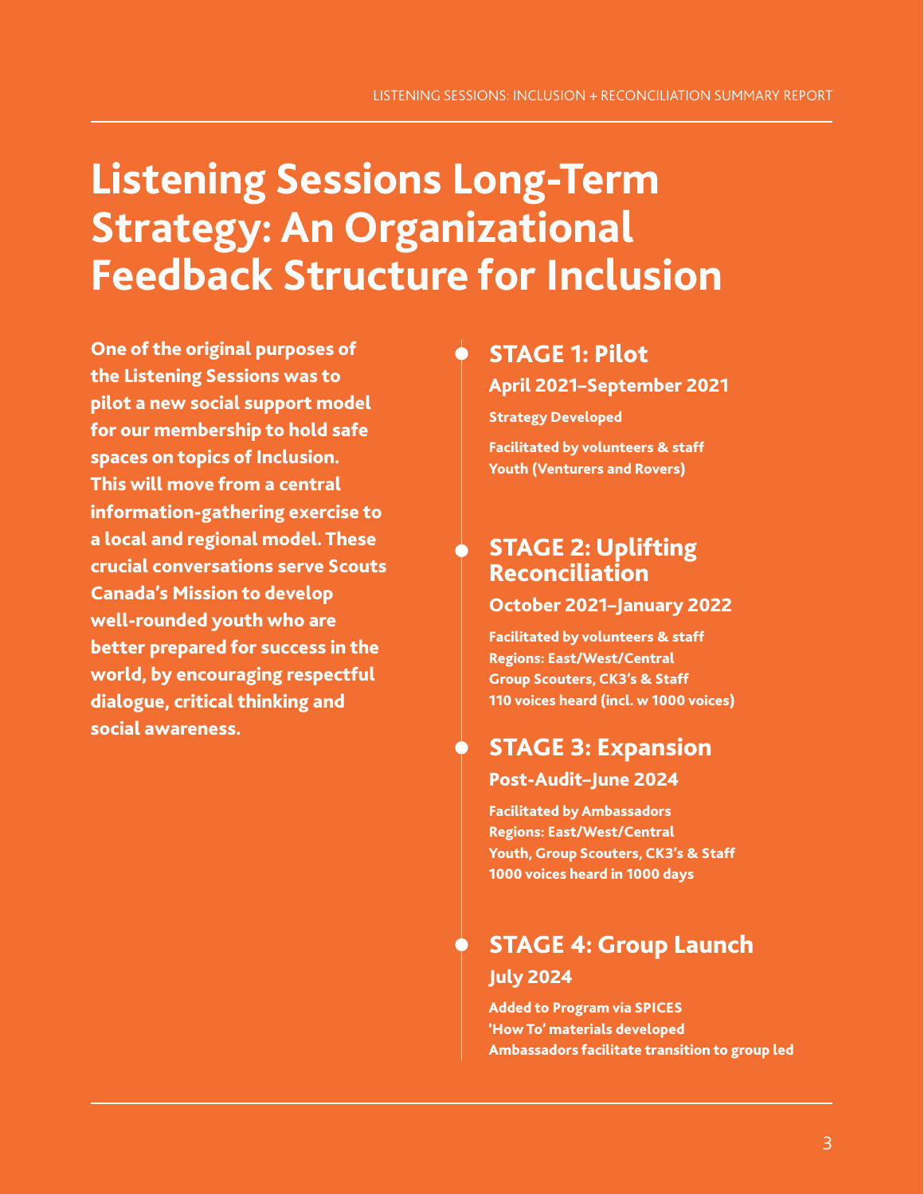# Listening Sessions Long-Term Strategy: An Organizational Feedback Structure for Inclusion

**One of the original purposes of the Listening Sessions was to pilot a new social support model for our membership to hold safe spaces on topics of Inclusion. This will move from a central information-gathering exercise to a local and regional model. These crucial conversations serve Scouts Canada's Mission to develop well-rounded youth who are better prepared for success in the world, by encouraging respectful dialogue, critical thinking and social awareness.**

## STAGE 1: Pilot

### April 2021–September 2021

**Strategy Developed**

**Facilitated by volunteers & staff**
**Youth (Venturers and Rovers)**

## STAGE 2: Uplifting Reconciliation

### October 2021–January 2022

**Facilitated by volunteers & staff**
**Regions: East/West/Central**
**Group Scouters, CK3's & Staff**
**110 voices heard (incl. w 1000 voices)**

## STAGE 3: Expansion

### Post-Audit–June 2024

**Facilitated by Ambassadors**
**Regions: East/West/Central**
**Youth, Group Scouters, CK3's & Staff**
**1000 voices heard in 1000 days**

## STAGE 4: Group Launch

### July 2024

**Added to Program via SPICES**
**'How To' materials developed**
**Ambassadors facilitate transition to group led**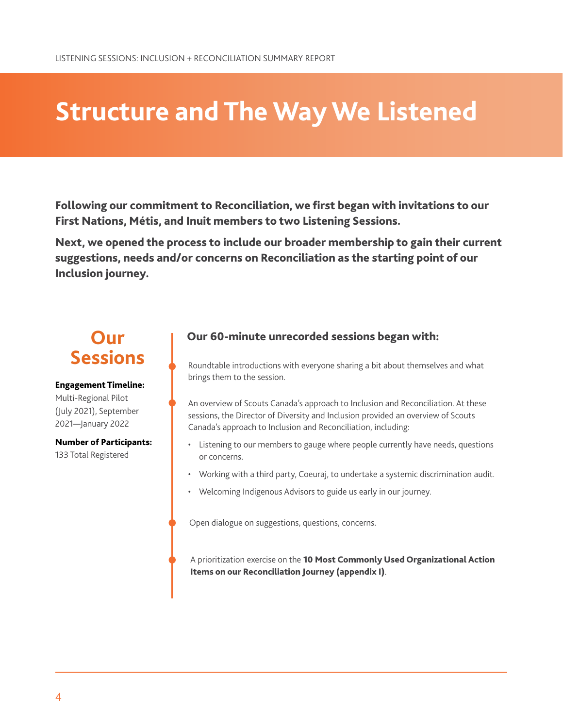# Structure and The Way We Listened

**Following our commitment to Reconciliation, we first began with invitations to our First Nations, Métis, and Inuit members to two Listening Sessions.**

**Next, we opened the process to include our broader membership to gain their current suggestions, needs and/or concerns on Reconciliation as the starting point of our Inclusion journey.**

## Our Sessions

**Engagement Timeline:**
Multi-Regional Pilot (July 2021), September 2021—January 2022

**Number of Participants:**
133 Total Registered

### Our 60-minute unrecorded sessions began with:

- Roundtable introductions with everyone sharing a bit about themselves and what brings them to the session.
- An overview of Scouts Canada's approach to Inclusion and Reconciliation. At these sessions, the Director of Diversity and Inclusion provided an overview of Scouts Canada's approach to Inclusion and Reconciliation, including:
  - Listening to our members to gauge where people currently have needs, questions or concerns.
  - Working with a third party, Coeuraj, to undertake a systemic discrimination audit.
  - Welcoming Indigenous Advisors to guide us early in our journey.
- Open dialogue on suggestions, questions, concerns.
- A prioritization exercise on the **10 Most Commonly Used Organizational Action Items on our Reconciliation Journey (appendix I)**.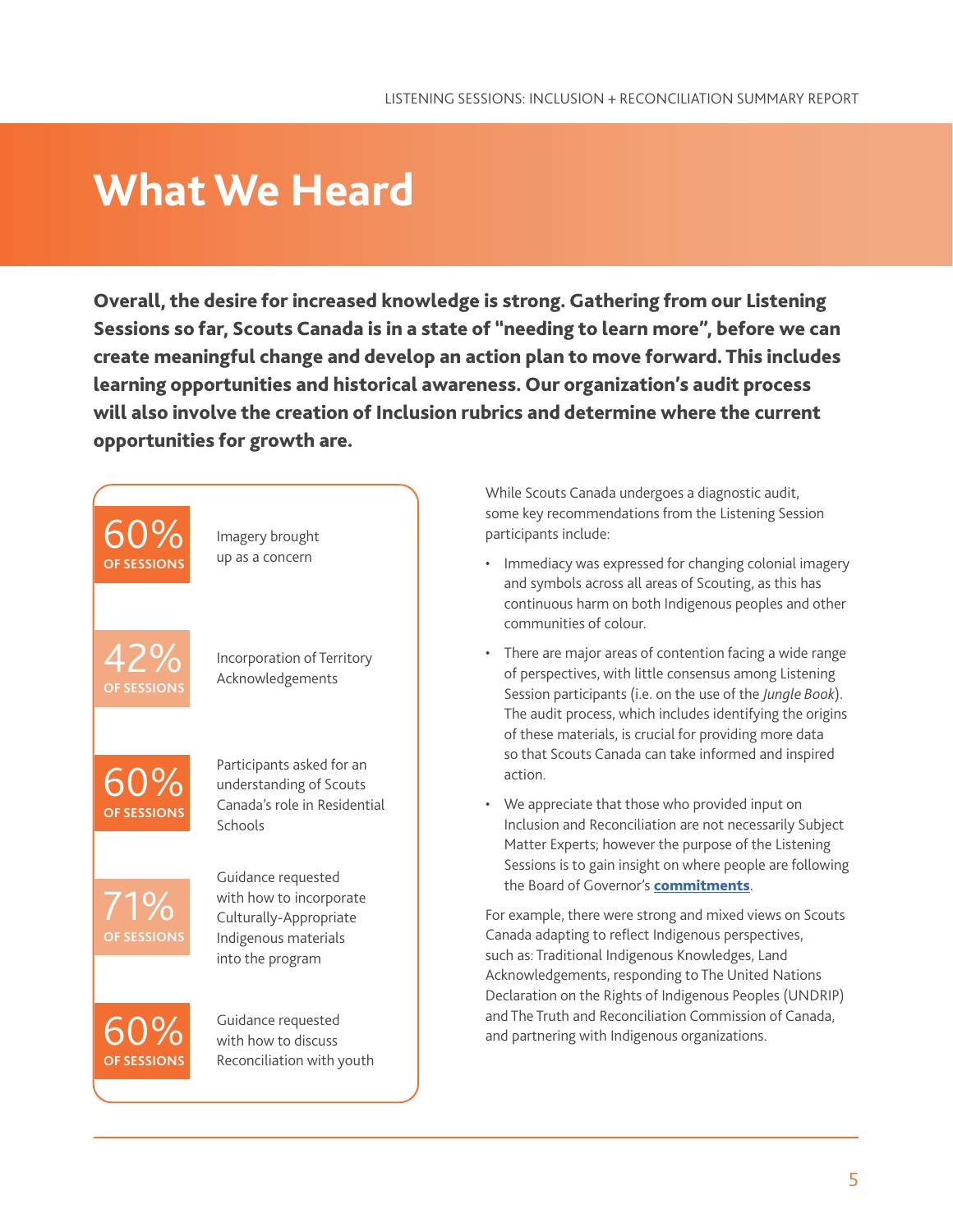# What We Heard

**Overall, the desire for increased knowledge is strong. Gathering from our Listening Sessions so far, Scouts Canada is in a state of "needing to learn more", before we can create meaningful change and develop an action plan to move forward. This includes learning opportunities and historical awareness. Our organization's audit process will also involve the creation of Inclusion rubrics and determine where the current opportunities for growth are.**

| Percentage | Finding |
| --- | --- |
| 60% OF SESSIONS | Imagery brought up as a concern |
| 42% OF SESSIONS | Incorporation of Territory Acknowledgements |
| 60% OF SESSIONS | Participants asked for an understanding of Scouts Canada's role in Residential Schools |
| 71% OF SESSIONS | Guidance requested with how to incorporate Culturally-Appropriate Indigenous materials into the program |
| 60% OF SESSIONS | Guidance requested with how to discuss Reconciliation with youth |

While Scouts Canada undergoes a diagnostic audit, some key recommendations from the Listening Session participants include:

- Immediacy was expressed for changing colonial imagery and symbols across all areas of Scouting, as this has continuous harm on both Indigenous peoples and other communities of colour.
- There are major areas of contention facing a wide range of perspectives, with little consensus among Listening Session participants (i.e. on the use of the *Jungle Book*). The audit process, which includes identifying the origins of these materials, is crucial for providing more data so that Scouts Canada can take informed and inspired action.
- We appreciate that those who provided input on Inclusion and Reconciliation are not necessarily Subject Matter Experts; however the purpose of the Listening Sessions is to gain insight on where people are following the Board of Governor's **commitments**.

For example, there were strong and mixed views on Scouts Canada adapting to reflect Indigenous perspectives, such as: Traditional Indigenous Knowledges, Land Acknowledgements, responding to The United Nations Declaration on the Rights of Indigenous Peoples (UNDRIP) and The Truth and Reconciliation Commission of Canada, and partnering with Indigenous organizations.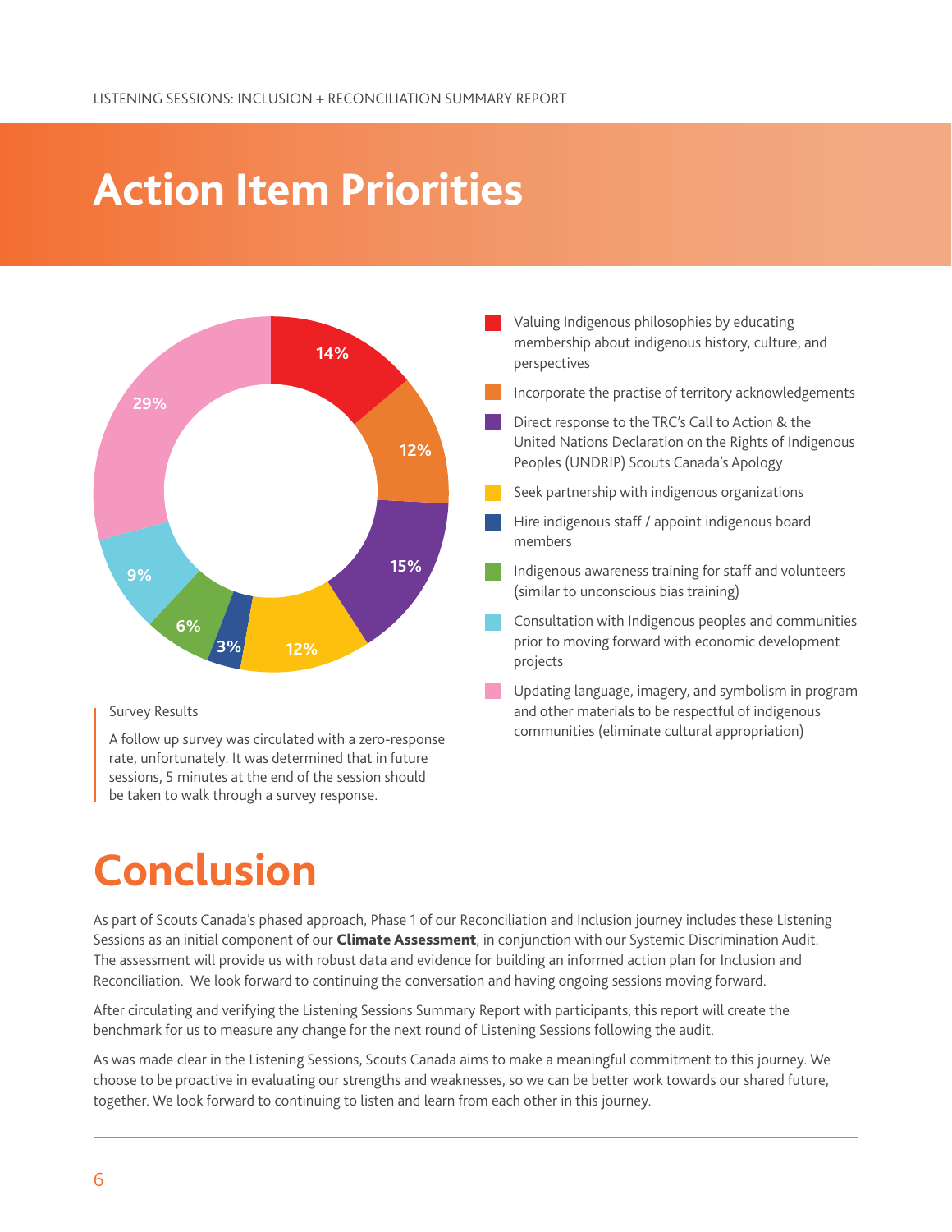# Action Item Priorities

| Action Item | Percentage |
|---|---|
| Valuing Indigenous philosophies by educating membership about indigenous history, culture, and perspectives | 14% |
| Incorporate the practise of territory acknowledgements | 12% |
| Direct response to the TRC's Call to Action & the United Nations Declaration on the Rights of Indigenous Peoples (UNDRIP) Scouts Canada's Apology | 15% |
| Seek partnership with indigenous organizations | 12% |
| Hire indigenous staff / appoint indigenous board members | 3% |
| Indigenous awareness training for staff and volunteers (similar to unconscious bias training) | 6% |
| Consultation with Indigenous peoples and communities prior to moving forward with economic development projects | 9% |
| Updating language, imagery, and symbolism in program and other materials to be respectful of indigenous communities (eliminate cultural appropriation) | 29% |

Survey Results

A follow up survey was circulated with a zero-response rate, unfortunately. It was determined that in future sessions, 5 minutes at the end of the session should be taken to walk through a survey response.

# Conclusion

As part of Scouts Canada's phased approach, Phase 1 of our Reconciliation and Inclusion journey includes these Listening Sessions as an initial component of our **Climate Assessment**, in conjunction with our Systemic Discrimination Audit. The assessment will provide us with robust data and evidence for building an informed action plan for Inclusion and Reconciliation. We look forward to continuing the conversation and having ongoing sessions moving forward.

After circulating and verifying the Listening Sessions Summary Report with participants, this report will create the benchmark for us to measure any change for the next round of Listening Sessions following the audit.

As was made clear in the Listening Sessions, Scouts Canada aims to make a meaningful commitment to this journey. We choose to be proactive in evaluating our strengths and weaknesses, so we can be better work towards our shared future, together. We look forward to continuing to listen and learn from each other in this journey.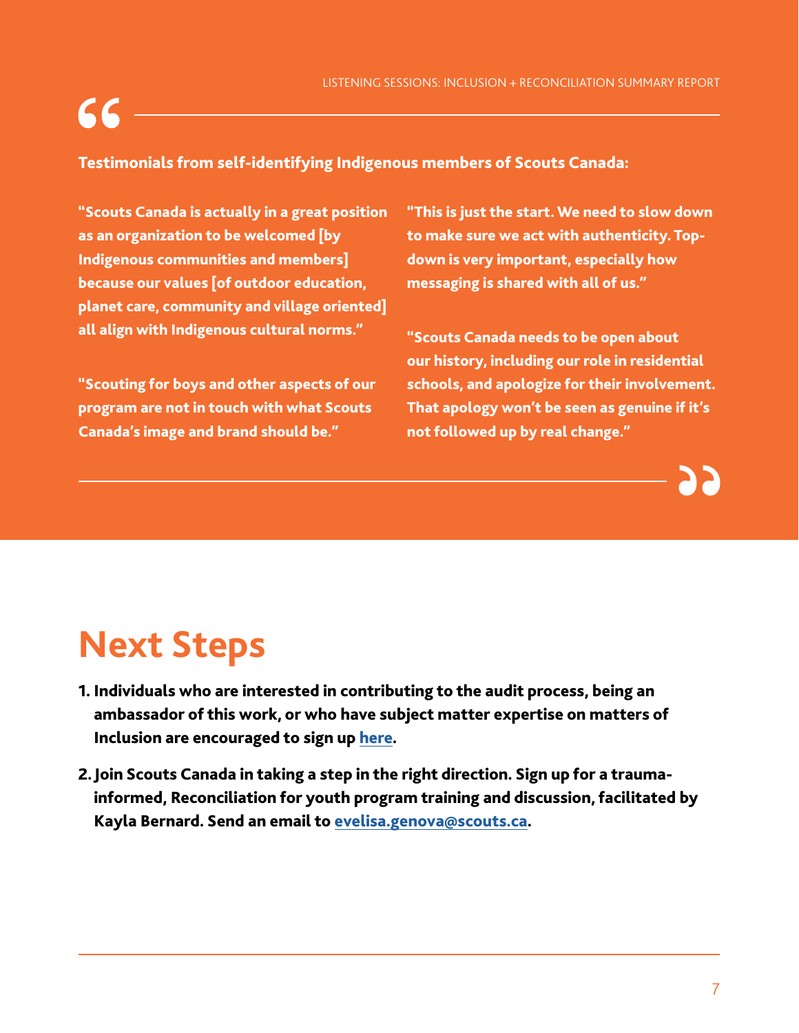**Testimonials from self-identifying Indigenous members of Scouts Canada:**

**"Scouts Canada is actually in a great position as an organization to be welcomed [by Indigenous communities and members] because our values [of outdoor education, planet care, community and village oriented] all align with Indigenous cultural norms."**

**"Scouting for boys and other aspects of our program are not in touch with what Scouts Canada's image and brand should be."**

**"This is just the start. We need to slow down to make sure we act with authenticity. Top-down is very important, especially how messaging is shared with all of us."**

**"Scouts Canada needs to be open about our history, including our role in residential schools, and apologize for their involvement. That apology won't be seen as genuine if it's not followed up by real change."**

# Next Steps

1. **Individuals who are interested in contributing to the audit process, being an ambassador of this work, or who have subject matter expertise on matters of Inclusion are encouraged to sign up here.**
2. **Join Scouts Canada in taking a step in the right direction. Sign up for a trauma-informed, Reconciliation for youth program training and discussion, facilitated by Kayla Bernard. Send an email to evelisa.genova@scouts.ca.**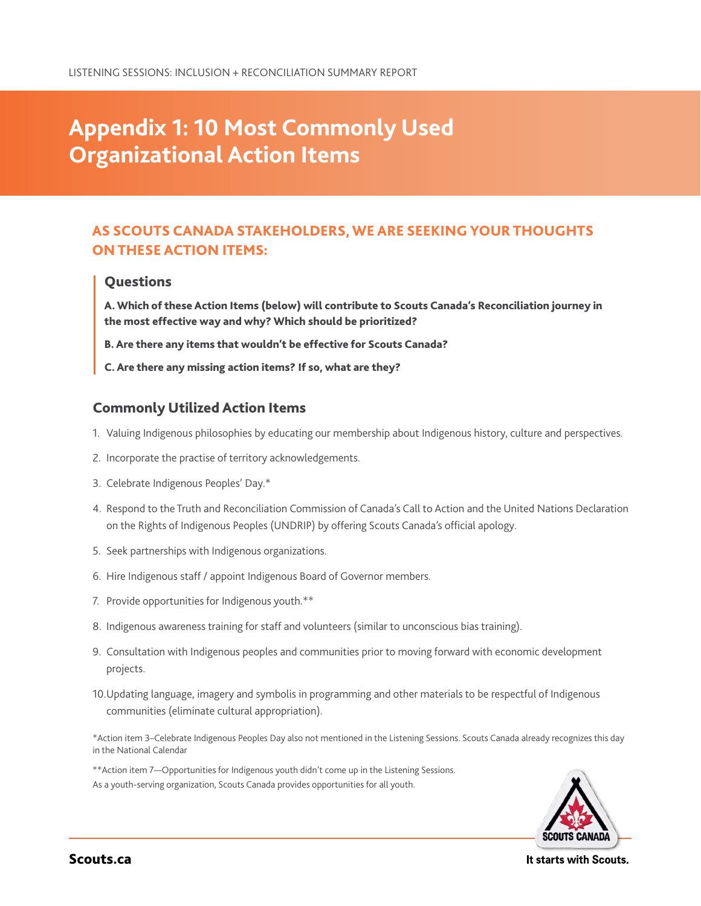# Appendix 1: 10 Most Commonly Used Organizational Action Items

## AS SCOUTS CANADA STAKEHOLDERS, WE ARE SEEKING YOUR THOUGHTS ON THESE ACTION ITEMS:

### Questions

**A. Which of these Action Items (below) will contribute to Scouts Canada's Reconciliation journey in the most effective way and why? Which should be prioritized?**

**B. Are there any items that wouldn't be effective for Scouts Canada?**

**C. Are there any missing action items? If so, what are they?**

### Commonly Utilized Action Items

1. Valuing Indigenous philosophies by educating our membership about Indigenous history, culture and perspectives.
2. Incorporate the practise of territory acknowledgements.
3. Celebrate Indigenous Peoples' Day.*
4. Respond to the Truth and Reconciliation Commission of Canada's Call to Action and the United Nations Declaration on the Rights of Indigenous Peoples (UNDRIP) by offering Scouts Canada's official apology.
5. Seek partnerships with Indigenous organizations.
6. Hire Indigenous staff / appoint Indigenous Board of Governor members.
7. Provide opportunities for Indigenous youth.**
8. Indigenous awareness training for staff and volunteers (similar to unconscious bias training).
9. Consultation with Indigenous peoples and communities prior to moving forward with economic development projects.
10. Updating language, imagery and symbolis in programming and other materials to be respectful of Indigenous communities (eliminate cultural appropriation).

*Action item 3–Celebrate Indigenous Peoples Day also not mentioned in the Listening Sessions. Scouts Canada already recognizes this day in the National Calendar

**Action item 7—Opportunities for Indigenous youth didn't come up in the Listening Sessions. As a youth-serving organization, Scouts Canada provides opportunities for all youth.